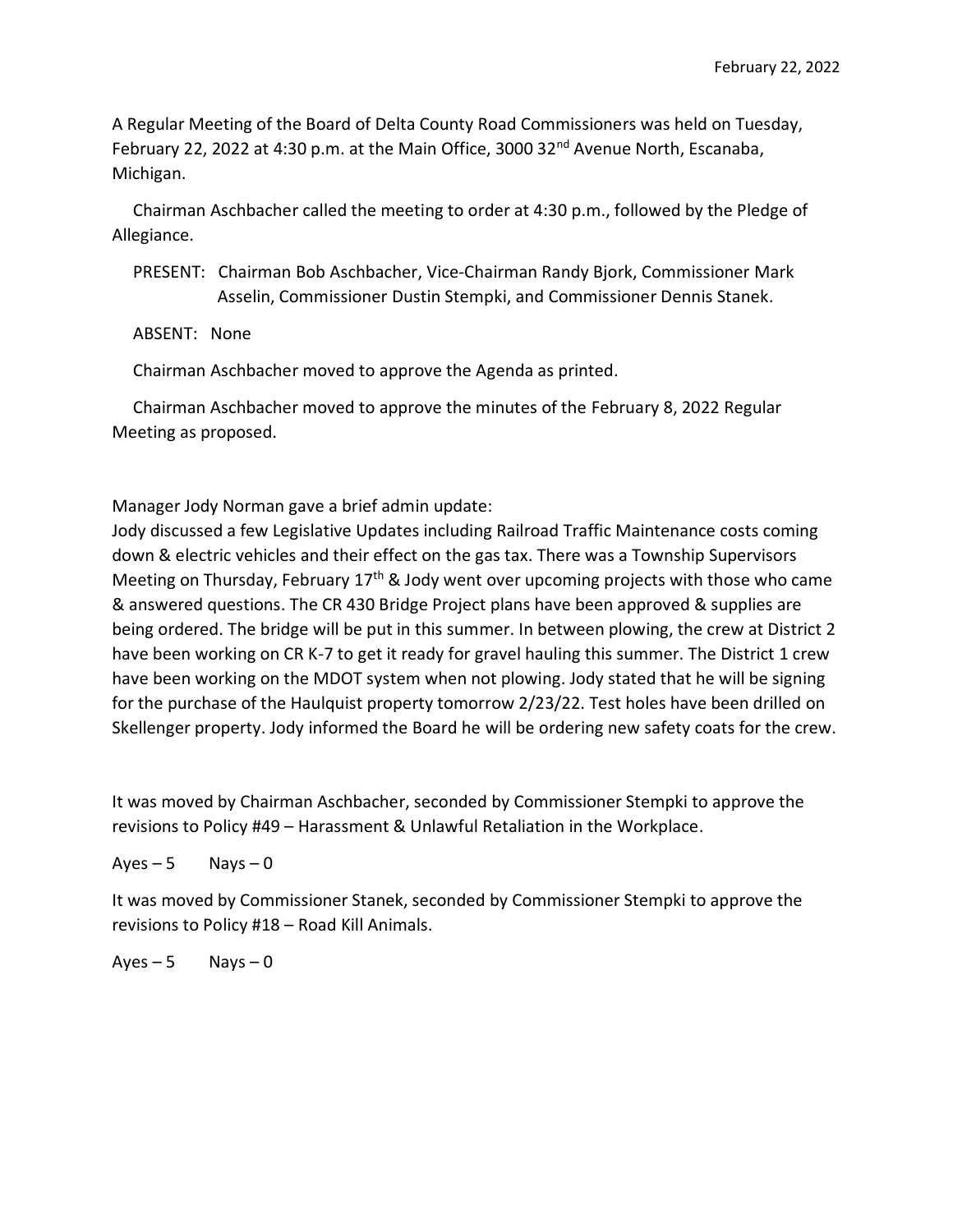February 22, 2022

A Regular Meeting of the Board of Delta County Road Commissioners was held on Tuesday, February 22, 2022 at 4:30 p.m. at the Main Office, 3000 32nd Avenue North, Escanaba, Michigan.

Chairman Aschbacher called the meeting to order at 4:30 p.m., followed by the Pledge of Allegiance.

PRESENT: Chairman Bob Aschbacher, Vice-Chairman Randy Bjork, Commissioner Mark Asselin, Commissioner Dustin Stempki, and Commissioner Dennis Stanek.

ABSENT: None

Chairman Aschbacher moved to approve the Agenda as printed.

Chairman Aschbacher moved to approve the minutes of the February 8, 2022 Regular Meeting as proposed.

Manager Jody Norman gave a brief admin update:
Jody discussed a few Legislative Updates including Railroad Traffic Maintenance costs coming down & electric vehicles and their effect on the gas tax. There was a Township Supervisors Meeting on Thursday, February 17th & Jody went over upcoming projects with those who came & answered questions. The CR 430 Bridge Project plans have been approved & supplies are being ordered. The bridge will be put in this summer. In between plowing, the crew at District 2 have been working on CR K-7 to get it ready for gravel hauling this summer. The District 1 crew have been working on the MDOT system when not plowing. Jody stated that he will be signing for the purchase of the Haulquist property tomorrow 2/23/22. Test holes have been drilled on Skellenger property. Jody informed the Board he will be ordering new safety coats for the crew.

It was moved by Chairman Aschbacher, seconded by Commissioner Stempki to approve the revisions to Policy #49 – Harassment & Unlawful Retaliation in the Workplace.

Ayes – 5 Nays – 0

It was moved by Commissioner Stanek, seconded by Commissioner Stempki to approve the revisions to Policy #18 – Road Kill Animals.

Ayes – 5 Nays – 0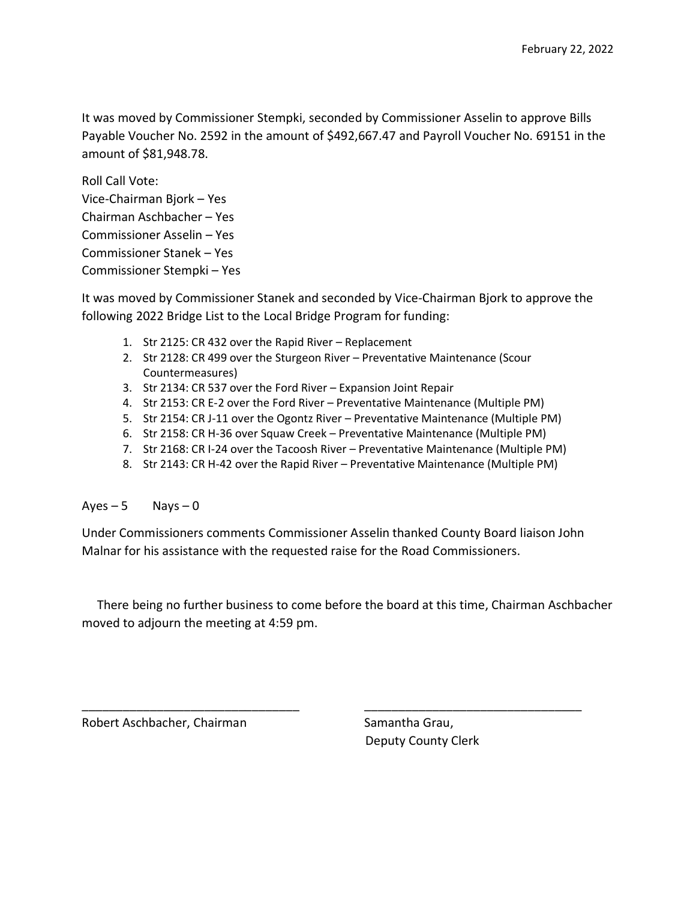It was moved by Commissioner Stempki, seconded by Commissioner Asselin to approve Bills Payable Voucher No. 2592 in the amount of $492,667.47 and Payroll Voucher No. 69151 in the amount of $81,948.78.

Roll Call Vote:
Vice-Chairman Bjork – Yes
Chairman Aschbacher – Yes
Commissioner Asselin – Yes
Commissioner Stanek – Yes
Commissioner Stempki – Yes

It was moved by Commissioner Stanek and seconded by Vice-Chairman Bjork to approve the following 2022 Bridge List to the Local Bridge Program for funding:

1. Str 2125: CR 432 over the Rapid River – Replacement
2. Str 2128: CR 499 over the Sturgeon River – Preventative Maintenance (Scour Countermeasures)
3. Str 2134: CR 537 over the Ford River – Expansion Joint Repair
4. Str 2153: CR E-2 over the Ford River – Preventative Maintenance (Multiple PM)
5. Str 2154: CR J-11 over the Ogontz River – Preventative Maintenance (Multiple PM)
6. Str 2158: CR H-36 over Squaw Creek – Preventative Maintenance (Multiple PM)
7. Str 2168: CR I-24 over the Tacoosh River – Preventative Maintenance (Multiple PM)
8. Str 2143: CR H-42 over the Rapid River – Preventative Maintenance (Multiple PM)

Ayes – 5 Nays – 0

Under Commissioners comments Commissioner Asselin thanked County Board liaison John Malnar for his assistance with the requested raise for the Road Commissioners.

There being no further business to come before the board at this time, Chairman Aschbacher moved to adjourn the meeting at 4:59 pm.

_______________________________ _______________________________

Robert Aschbacher, Chairman Samantha Grau,
Deputy County Clerk